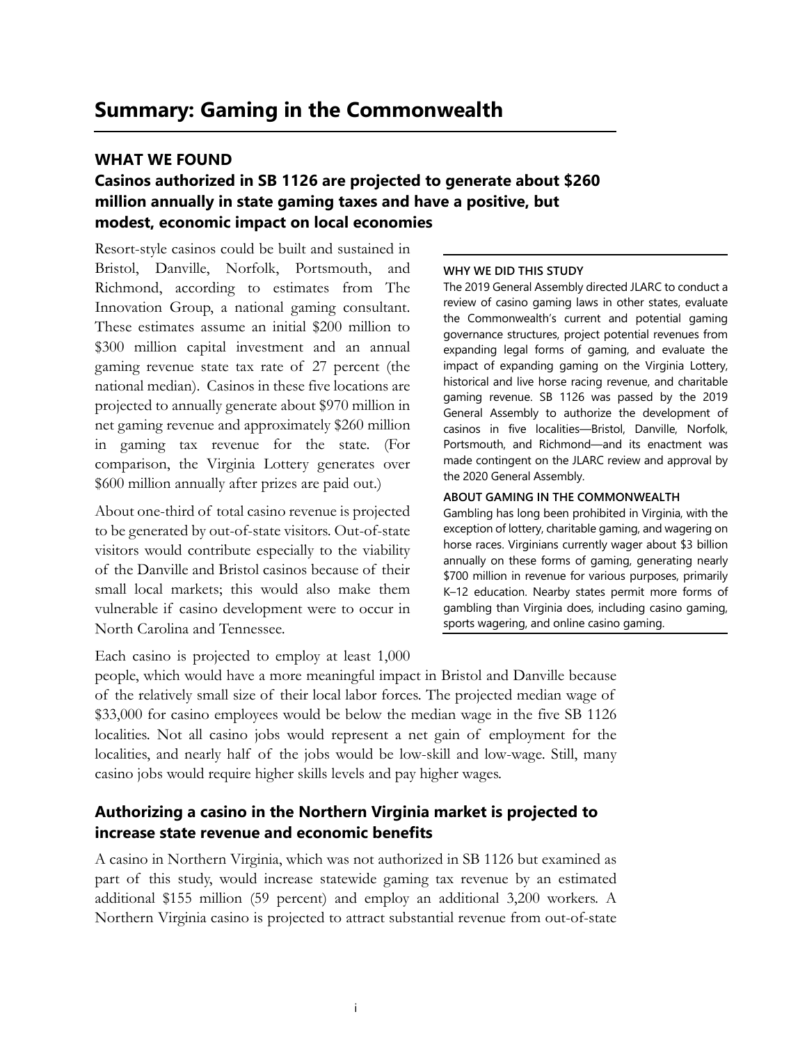# Summary: Gaming in the Commonwealth

## WHAT WE FOUND

### Casinos authorized in SB 1126 are projected to generate about $260 million annually in state gaming taxes and have a positive, but modest, economic impact on local economies

Resort-style casinos could be built and sustained in Bristol, Danville, Norfolk, Portsmouth, and Richmond, according to estimates from The Innovation Group, a national gaming consultant. These estimates assume an initial $200 million to $300 million capital investment and an annual gaming revenue state tax rate of 27 percent (the national median). Casinos in these five locations are projected to annually generate about $970 million in net gaming revenue and approximately $260 million in gaming tax revenue for the state. (For comparison, the Virginia Lottery generates over $600 million annually after prizes are paid out.)

About one-third of total casino revenue is projected to be generated by out-of-state visitors. Out-of-state visitors would contribute especially to the viability of the Danville and Bristol casinos because of their small local markets; this would also make them vulnerable if casino development were to occur in North Carolina and Tennessee.

Each casino is projected to employ at least 1,000 people, which would have a more meaningful impact in Bristol and Danville because of the relatively small size of their local labor forces. The projected median wage of $33,000 for casino employees would be below the median wage in the five SB 1126 localities. Not all casino jobs would represent a net gain of employment for the localities, and nearly half of the jobs would be low-skill and low-wage. Still, many casino jobs would require higher skills levels and pay higher wages.

**WHY WE DID THIS STUDY**

The 2019 General Assembly directed JLARC to conduct a review of casino gaming laws in other states, evaluate the Commonwealth's current and potential gaming governance structures, project potential revenues from expanding legal forms of gaming, and evaluate the impact of expanding gaming on the Virginia Lottery, historical and live horse racing revenue, and charitable gaming revenue. SB 1126 was passed by the 2019 General Assembly to authorize the development of casinos in five localities—Bristol, Danville, Norfolk, Portsmouth, and Richmond—and its enactment was made contingent on the JLARC review and approval by the 2020 General Assembly.

**ABOUT GAMING IN THE COMMONWEALTH**

Gambling has long been prohibited in Virginia, with the exception of lottery, charitable gaming, and wagering on horse races. Virginians currently wager about $3 billion annually on these forms of gaming, generating nearly $700 million in revenue for various purposes, primarily K–12 education. Nearby states permit more forms of gambling than Virginia does, including casino gaming, sports wagering, and online casino gaming.

### Authorizing a casino in the Northern Virginia market is projected to increase state revenue and economic benefits

A casino in Northern Virginia, which was not authorized in SB 1126 but examined as part of this study, would increase statewide gaming tax revenue by an estimated additional $155 million (59 percent) and employ an additional 3,200 workers. A Northern Virginia casino is projected to attract substantial revenue from out-of-state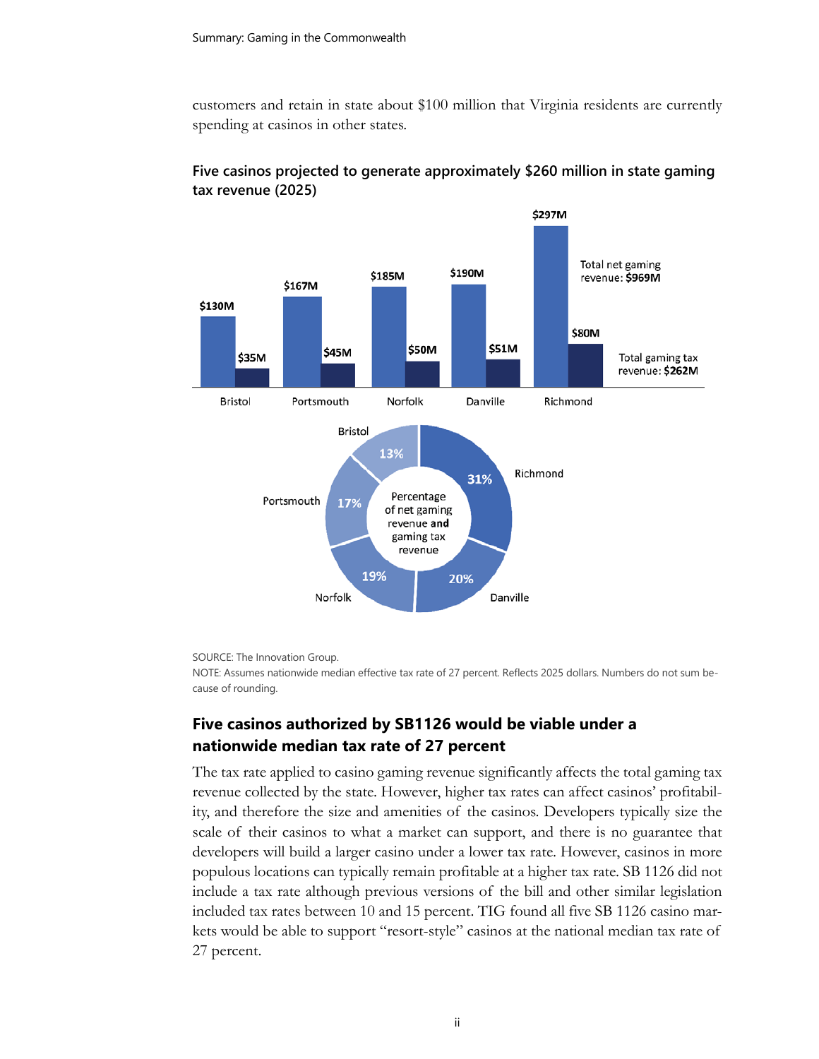customers and retain in state about $100 million that Virginia residents are currently spending at casinos in other states.

**Five casinos projected to generate approximately $260 million in state gaming tax revenue (2025)**

| | Bristol | Portsmouth | Norfolk | Danville | Richmond |
|---|---|---|---|---|---|
| Net gaming revenue | $130M | $167M | $185M | $190M | $297M |
| Gaming tax revenue | $35M | $45M | $50M | $51M | $80M |
| Percentage of net gaming revenue and gaming tax revenue | 13% | 17% | 19% | 20% | 31% |

Total net gaming revenue: **$969M**

Total gaming tax revenue: **$262M**

SOURCE: The Innovation Group.
NOTE: Assumes nationwide median effective tax rate of 27 percent. Reflects 2025 dollars. Numbers do not sum because of rounding.

## Five casinos authorized by SB1126 would be viable under a nationwide median tax rate of 27 percent

The tax rate applied to casino gaming revenue significantly affects the total gaming tax revenue collected by the state. However, higher tax rates can affect casinos' profitability, and therefore the size and amenities of the casinos. Developers typically size the scale of their casinos to what a market can support, and there is no guarantee that developers will build a larger casino under a lower tax rate. However, casinos in more populous locations can typically remain profitable at a higher tax rate. SB 1126 did not include a tax rate although previous versions of the bill and other similar legislation included tax rates between 10 and 15 percent. TIG found all five SB 1126 casino markets would be able to support "resort-style" casinos at the national median tax rate of 27 percent.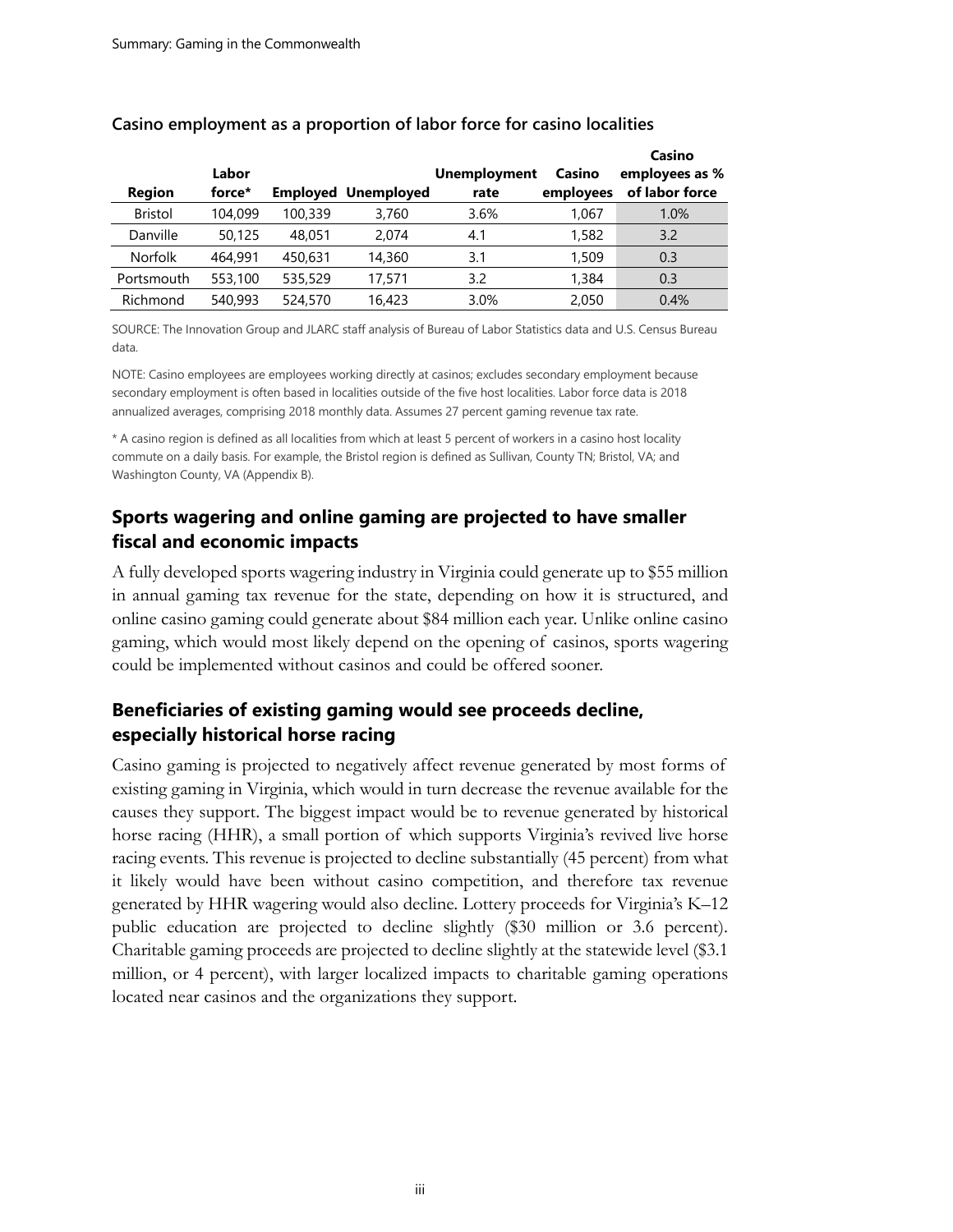**Casino employment as a proportion of labor force for casino localities**

| Region | Labor force* | Employed | Unemployed | Unemployment rate | Casino employees | Casino employees as % of labor force |
|---|---|---|---|---|---|---|
| Bristol | 104,099 | 100,339 | 3,760 | 3.6% | 1,067 | 1.0% |
| Danville | 50,125 | 48,051 | 2,074 | 4.1 | 1,582 | 3.2 |
| Norfolk | 464,991 | 450,631 | 14,360 | 3.1 | 1,509 | 0.3 |
| Portsmouth | 553,100 | 535,529 | 17,571 | 3.2 | 1,384 | 0.3 |
| Richmond | 540,993 | 524,570 | 16,423 | 3.0% | 2,050 | 0.4% |

SOURCE: The Innovation Group and JLARC staff analysis of Bureau of Labor Statistics data and U.S. Census Bureau data.

NOTE: Casino employees are employees working directly at casinos; excludes secondary employment because secondary employment is often based in localities outside of the five host localities. Labor force data is 2018 annualized averages, comprising 2018 monthly data. Assumes 27 percent gaming revenue tax rate.

* A casino region is defined as all localities from which at least 5 percent of workers in a casino host locality commute on a daily basis. For example, the Bristol region is defined as Sullivan, County TN; Bristol, VA; and Washington County, VA (Appendix B).

## Sports wagering and online gaming are projected to have smaller fiscal and economic impacts

A fully developed sports wagering industry in Virginia could generate up to $55 million in annual gaming tax revenue for the state, depending on how it is structured, and online casino gaming could generate about $84 million each year. Unlike online casino gaming, which would most likely depend on the opening of casinos, sports wagering could be implemented without casinos and could be offered sooner.

## Beneficiaries of existing gaming would see proceeds decline, especially historical horse racing

Casino gaming is projected to negatively affect revenue generated by most forms of existing gaming in Virginia, which would in turn decrease the revenue available for the causes they support. The biggest impact would be to revenue generated by historical horse racing (HHR), a small portion of which supports Virginia's revived live horse racing events. This revenue is projected to decline substantially (45 percent) from what it likely would have been without casino competition, and therefore tax revenue generated by HHR wagering would also decline. Lottery proceeds for Virginia's K–12 public education are projected to decline slightly ($30 million or 3.6 percent). Charitable gaming proceeds are projected to decline slightly at the statewide level ($3.1 million, or 4 percent), with larger localized impacts to charitable gaming operations located near casinos and the organizations they support.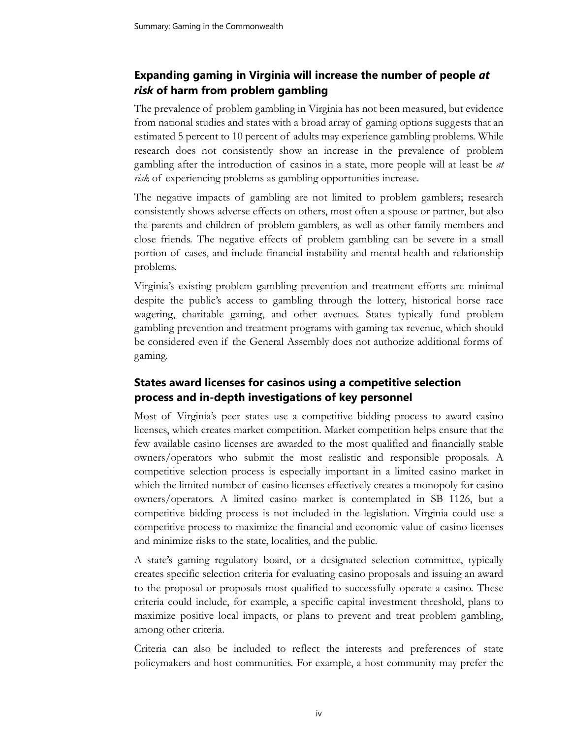## Expanding gaming in Virginia will increase the number of people *at risk* of harm from problem gambling

The prevalence of problem gambling in Virginia has not been measured, but evidence from national studies and states with a broad array of gaming options suggests that an estimated 5 percent to 10 percent of adults may experience gambling problems. While research does not consistently show an increase in the prevalence of problem gambling after the introduction of casinos in a state, more people will at least be *at risk* of experiencing problems as gambling opportunities increase.

The negative impacts of gambling are not limited to problem gamblers; research consistently shows adverse effects on others, most often a spouse or partner, but also the parents and children of problem gamblers, as well as other family members and close friends. The negative effects of problem gambling can be severe in a small portion of cases, and include financial instability and mental health and relationship problems.

Virginia's existing problem gambling prevention and treatment efforts are minimal despite the public's access to gambling through the lottery, historical horse race wagering, charitable gaming, and other avenues. States typically fund problem gambling prevention and treatment programs with gaming tax revenue, which should be considered even if the General Assembly does not authorize additional forms of gaming.

## States award licenses for casinos using a competitive selection process and in-depth investigations of key personnel

Most of Virginia's peer states use a competitive bidding process to award casino licenses, which creates market competition. Market competition helps ensure that the few available casino licenses are awarded to the most qualified and financially stable owners/operators who submit the most realistic and responsible proposals. A competitive selection process is especially important in a limited casino market in which the limited number of casino licenses effectively creates a monopoly for casino owners/operators. A limited casino market is contemplated in SB 1126, but a competitive bidding process is not included in the legislation. Virginia could use a competitive process to maximize the financial and economic value of casino licenses and minimize risks to the state, localities, and the public.

A state's gaming regulatory board, or a designated selection committee, typically creates specific selection criteria for evaluating casino proposals and issuing an award to the proposal or proposals most qualified to successfully operate a casino. These criteria could include, for example, a specific capital investment threshold, plans to maximize positive local impacts, or plans to prevent and treat problem gambling, among other criteria.

Criteria can also be included to reflect the interests and preferences of state policymakers and host communities. For example, a host community may prefer the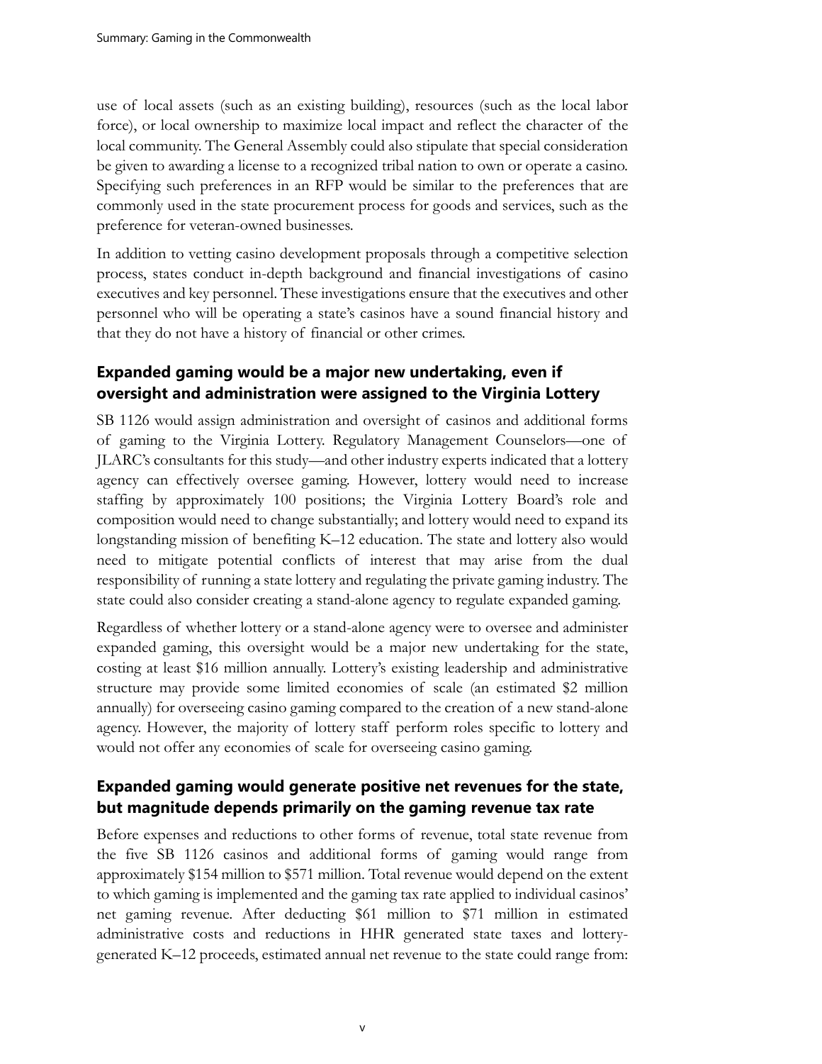use of local assets (such as an existing building), resources (such as the local labor force), or local ownership to maximize local impact and reflect the character of the local community. The General Assembly could also stipulate that special consideration be given to awarding a license to a recognized tribal nation to own or operate a casino. Specifying such preferences in an RFP would be similar to the preferences that are commonly used in the state procurement process for goods and services, such as the preference for veteran-owned businesses.

In addition to vetting casino development proposals through a competitive selection process, states conduct in-depth background and financial investigations of casino executives and key personnel. These investigations ensure that the executives and other personnel who will be operating a state's casinos have a sound financial history and that they do not have a history of financial or other crimes.

### Expanded gaming would be a major new undertaking, even if oversight and administration were assigned to the Virginia Lottery

SB 1126 would assign administration and oversight of casinos and additional forms of gaming to the Virginia Lottery. Regulatory Management Counselors—one of JLARC's consultants for this study—and other industry experts indicated that a lottery agency can effectively oversee gaming. However, lottery would need to increase staffing by approximately 100 positions; the Virginia Lottery Board's role and composition would need to change substantially; and lottery would need to expand its longstanding mission of benefiting K–12 education. The state and lottery also would need to mitigate potential conflicts of interest that may arise from the dual responsibility of running a state lottery and regulating the private gaming industry. The state could also consider creating a stand-alone agency to regulate expanded gaming.

Regardless of whether lottery or a stand-alone agency were to oversee and administer expanded gaming, this oversight would be a major new undertaking for the state, costing at least $16 million annually. Lottery's existing leadership and administrative structure may provide some limited economies of scale (an estimated $2 million annually) for overseeing casino gaming compared to the creation of a new stand-alone agency. However, the majority of lottery staff perform roles specific to lottery and would not offer any economies of scale for overseeing casino gaming.

### Expanded gaming would generate positive net revenues for the state, but magnitude depends primarily on the gaming revenue tax rate

Before expenses and reductions to other forms of revenue, total state revenue from the five SB 1126 casinos and additional forms of gaming would range from approximately $154 million to $571 million. Total revenue would depend on the extent to which gaming is implemented and the gaming tax rate applied to individual casinos' net gaming revenue. After deducting $61 million to $71 million in estimated administrative costs and reductions in HHR generated state taxes and lottery-generated K–12 proceeds, estimated annual net revenue to the state could range from: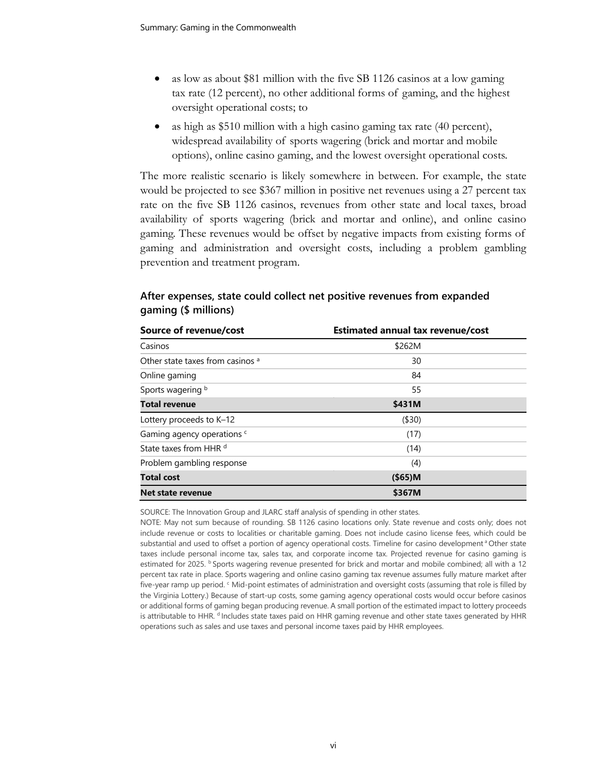- as low as about $81 million with the five SB 1126 casinos at a low gaming tax rate (12 percent), no other additional forms of gaming, and the highest oversight operational costs; to
- as high as $510 million with a high casino gaming tax rate (40 percent), widespread availability of sports wagering (brick and mortar and mobile options), online casino gaming, and the lowest oversight operational costs.

The more realistic scenario is likely somewhere in between. For example, the state would be projected to see $367 million in positive net revenues using a 27 percent tax rate on the five SB 1126 casinos, revenues from other state and local taxes, broad availability of sports wagering (brick and mortar and online), and online casino gaming. These revenues would be offset by negative impacts from existing forms of gaming and administration and oversight costs, including a problem gambling prevention and treatment program.

**After expenses, state could collect net positive revenues from expanded gaming ($ millions)**

| Source of revenue/cost | Estimated annual tax revenue/cost |
|---|---|
| Casinos | $262M |
| Other state taxes from casinos [a] | 30 |
| Online gaming | 84 |
| Sports wagering [b] | 55 |
| **Total revenue** | **$431M** |
| Lottery proceeds to K–12 | ($30) |
| Gaming agency operations [c] | (17) |
| State taxes from HHR [d] | (14) |
| Problem gambling response | (4) |
| **Total cost** | **($65)M** |
| **Net state revenue** | **$367M** |

SOURCE: The Innovation Group and JLARC staff analysis of spending in other states.
NOTE: May not sum because of rounding. SB 1126 casino locations only. State revenue and costs only; does not include revenue or costs to localities or charitable gaming. Does not include casino license fees, which could be substantial and used to offset a portion of agency operational costs. Timeline for casino development [a] Other state taxes include personal income tax, sales tax, and corporate income tax. Projected revenue for casino gaming is estimated for 2025. [b] Sports wagering revenue presented for brick and mortar and mobile combined; all with a 12 percent tax rate in place. Sports wagering and online casino gaming tax revenue assumes fully mature market after five-year ramp up period. [c] Mid-point estimates of administration and oversight costs (assuming that role is filled by the Virginia Lottery.) Because of start-up costs, some gaming agency operational costs would occur before casinos or additional forms of gaming began producing revenue. A small portion of the estimated impact to lottery proceeds is attributable to HHR. [d] Includes state taxes paid on HHR gaming revenue and other state taxes generated by HHR operations such as sales and use taxes and personal income taxes paid by HHR employees.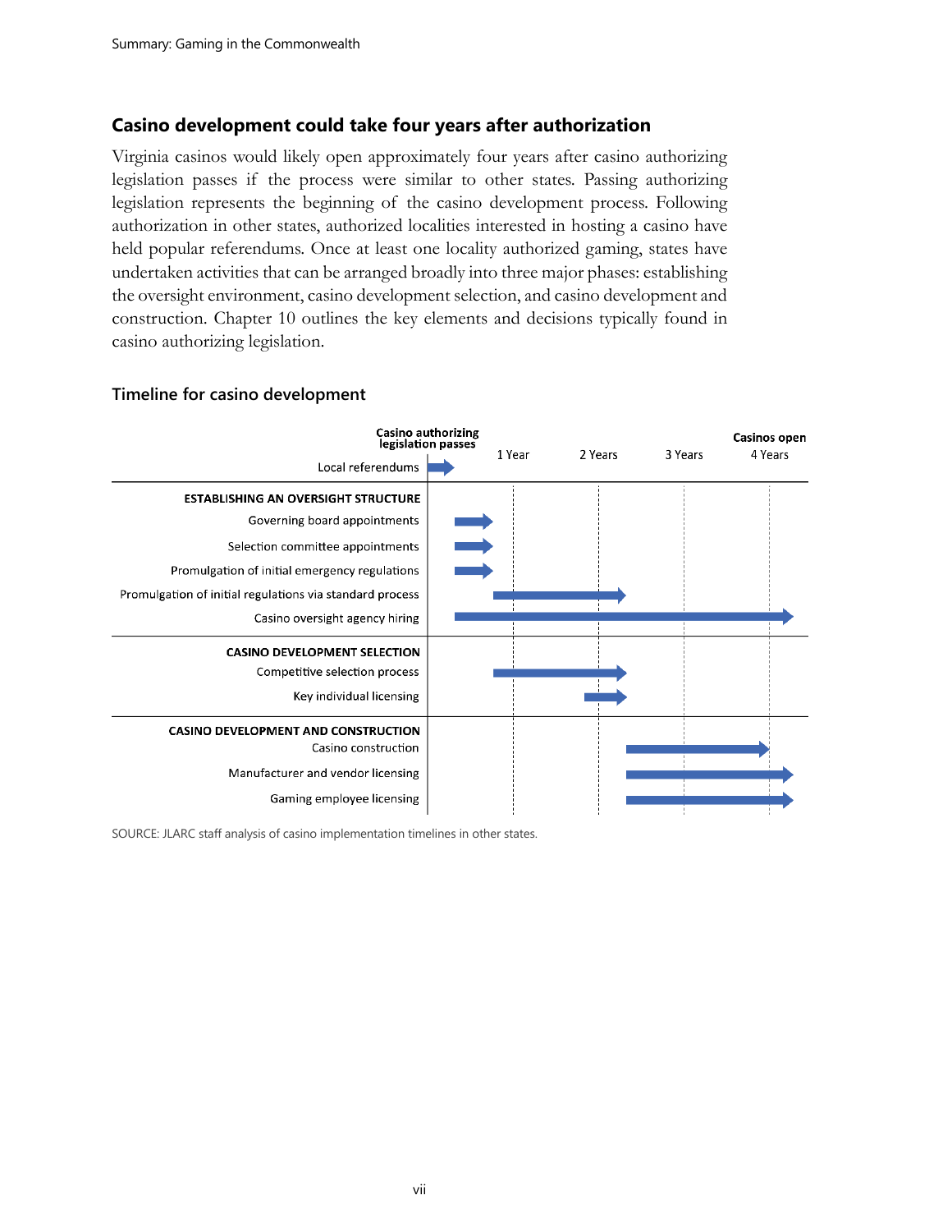## Casino development could take four years after authorization

Virginia casinos would likely open approximately four years after casino authorizing legislation passes if the process were similar to other states. Passing authorizing legislation represents the beginning of the casino development process. Following authorization in other states, authorized localities interested in hosting a casino have held popular referendums. Once at least one locality authorized gaming, states have undertaken activities that can be arranged broadly into three major phases: establishing the oversight environment, casino development selection, and casino development and construction. Chapter 10 outlines the key elements and decisions typically found in casino authorizing legislation.

### Timeline for casino development

| | Casino authorizing legislation passes | 1 Year | 2 Years | 3 Years | Casinos open 4 Years |
|---|---|---|---|---|---|
| Local referendums | → | | | | |
| **ESTABLISHING AN OVERSIGHT STRUCTURE** | | | | | |
| Governing board appointments | → | | | | |
| Selection committee appointments | → | | | | |
| Promulgation of initial emergency regulations | → | | | | |
| Promulgation of initial regulations via standard process | | → | → | | |
| Casino oversight agency hiring | → | → | → | → | → |
| **CASINO DEVELOPMENT SELECTION** | | | | | |
| Competitive selection process | | → | → | | |
| Key individual licensing | | | → | | |
| **CASINO DEVELOPMENT AND CONSTRUCTION** | | | | | |
| Casino construction | | | | → | → |
| Manufacturer and vendor licensing | | | | → | → |
| Gaming employee licensing | | | | → | → |

SOURCE: JLARC staff analysis of casino implementation timelines in other states.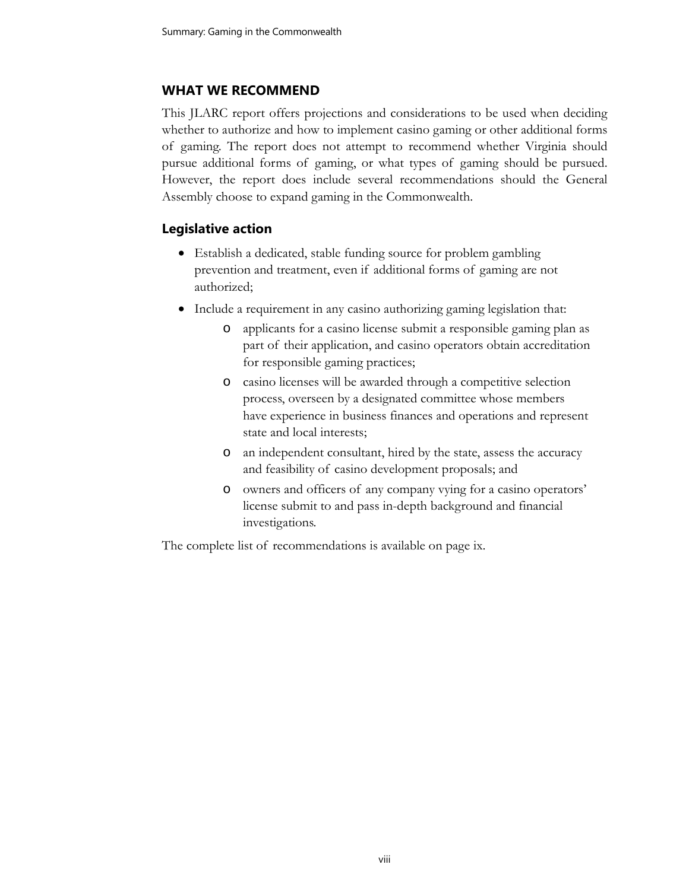## WHAT WE RECOMMEND

This JLARC report offers projections and considerations to be used when deciding whether to authorize and how to implement casino gaming or other additional forms of gaming. The report does not attempt to recommend whether Virginia should pursue additional forms of gaming, or what types of gaming should be pursued. However, the report does include several recommendations should the General Assembly choose to expand gaming in the Commonwealth.

### Legislative action

- Establish a dedicated, stable funding source for problem gambling prevention and treatment, even if additional forms of gaming are not authorized;
- Include a requirement in any casino authorizing gaming legislation that:
  - applicants for a casino license submit a responsible gaming plan as part of their application, and casino operators obtain accreditation for responsible gaming practices;
  - casino licenses will be awarded through a competitive selection process, overseen by a designated committee whose members have experience in business finances and operations and represent state and local interests;
  - an independent consultant, hired by the state, assess the accuracy and feasibility of casino development proposals; and
  - owners and officers of any company vying for a casino operators' license submit to and pass in-depth background and financial investigations.

The complete list of recommendations is available on page ix.